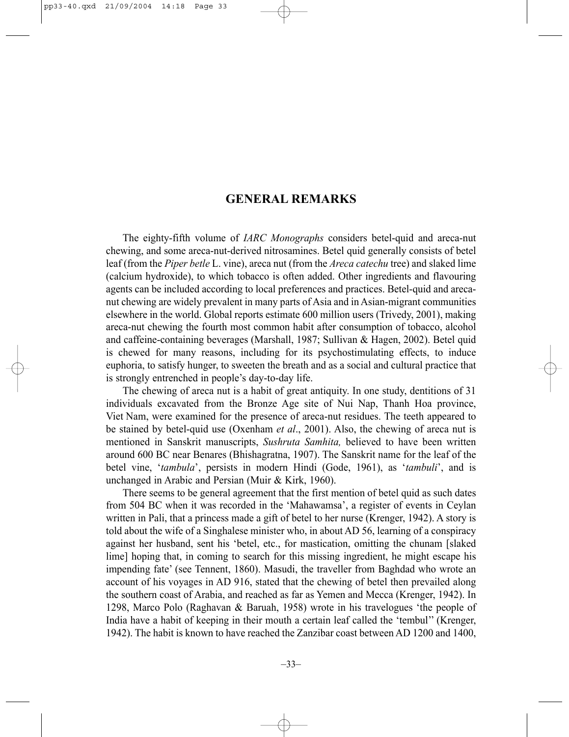# GENERAL REMARKS

The eighty-fifth volume of *IARC Monographs* considers betel-quid and areca-nut chewing, and some areca-nut-derived nitrosamines. Betel quid generally consists of betel leaf (from the *Piper betle* L. vine), areca nut (from the *Areca catechu* tree) and slaked lime (calcium hydroxide), to which tobacco is often added. Other ingredients and flavouring agents can be included according to local preferences and practices. Betel-quid and areca-nut chewing are widely prevalent in many parts of Asia and in Asian-migrant communities elsewhere in the world. Global reports estimate 600 million users (Trivedy, 2001), making areca-nut chewing the fourth most common habit after consumption of tobacco, alcohol and caffeine-containing beverages (Marshall, 1987; Sullivan & Hagen, 2002). Betel quid is chewed for many reasons, including for its psychostimulating effects, to induce euphoria, to satisfy hunger, to sweeten the breath and as a social and cultural practice that is strongly entrenched in people's day-to-day life.

The chewing of areca nut is a habit of great antiquity. In one study, dentitions of 31 individuals excavated from the Bronze Age site of Nui Nap, Thanh Hoa province, Viet Nam, were examined for the presence of areca-nut residues. The teeth appeared to be stained by betel-quid use (Oxenham *et al*., 2001). Also, the chewing of areca nut is mentioned in Sanskrit manuscripts, *Sushruta Samhita,* believed to have been written around 600 BC near Benares (Bhishagratna, 1907). The Sanskrit name for the leaf of the betel vine, '*tambula*', persists in modern Hindi (Gode, 1961), as '*tambuli*', and is unchanged in Arabic and Persian (Muir & Kirk, 1960).

There seems to be general agreement that the first mention of betel quid as such dates from 504 BC when it was recorded in the 'Mahawamsa', a register of events in Ceylan written in Pali, that a princess made a gift of betel to her nurse (Krenger, 1942). A story is told about the wife of a Singhalese minister who, in about AD 56, learning of a conspiracy against her husband, sent his 'betel, etc., for mastication, omitting the chunam [slaked lime] hoping that, in coming to search for this missing ingredient, he might escape his impending fate' (see Tennent, 1860). Masudi, the traveller from Baghdad who wrote an account of his voyages in AD 916, stated that the chewing of betel then prevailed along the southern coast of Arabia, and reached as far as Yemen and Mecca (Krenger, 1942). In 1298, Marco Polo (Raghavan & Baruah, 1958) wrote in his travelogues 'the people of India have a habit of keeping in their mouth a certain leaf called the 'tembul'' (Krenger, 1942). The habit is known to have reached the Zanzibar coast between AD 1200 and 1400,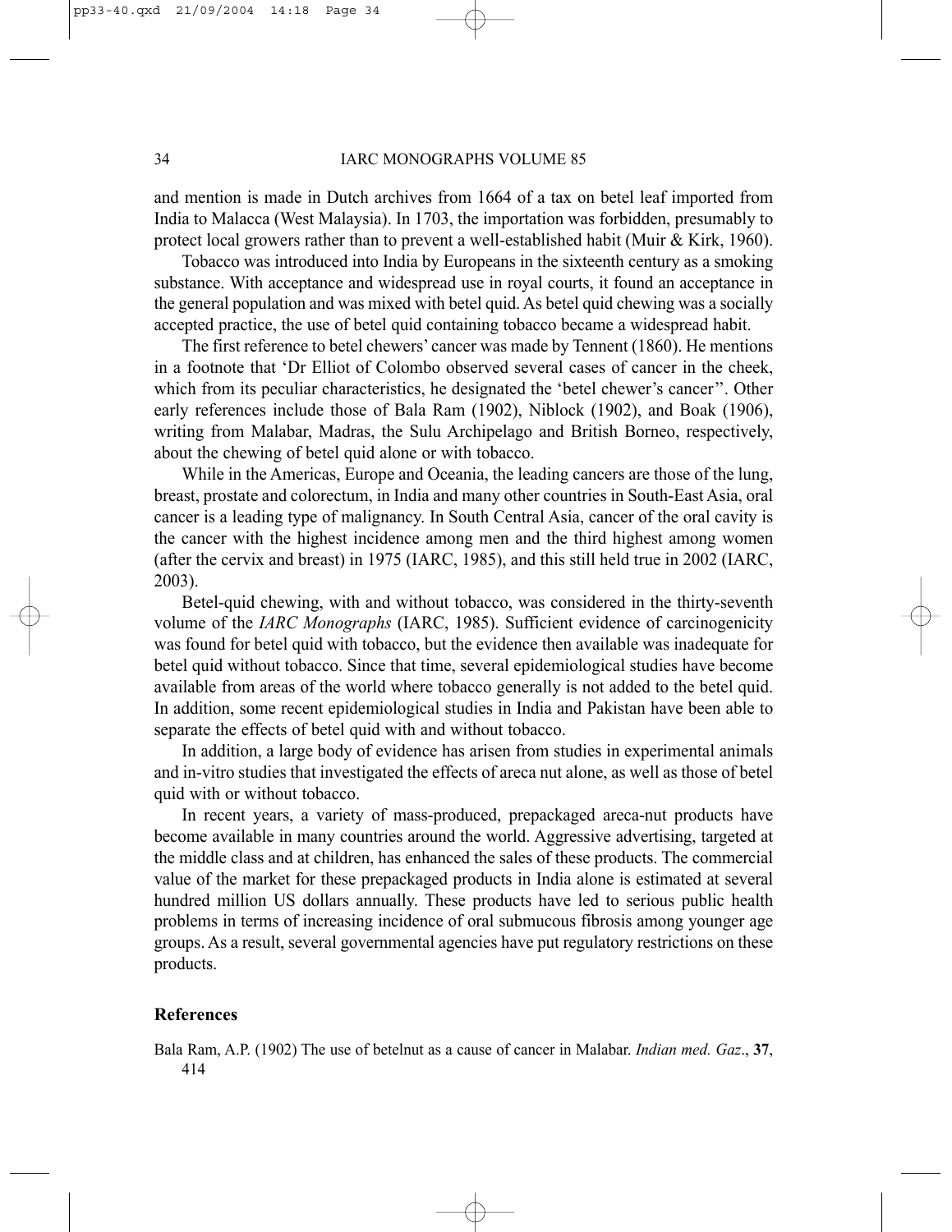and mention is made in Dutch archives from 1664 of a tax on betel leaf imported from India to Malacca (West Malaysia). In 1703, the importation was forbidden, presumably to protect local growers rather than to prevent a well-established habit (Muir & Kirk, 1960).

Tobacco was introduced into India by Europeans in the sixteenth century as a smoking substance. With acceptance and widespread use in royal courts, it found an acceptance in the general population and was mixed with betel quid. As betel quid chewing was a socially accepted practice, the use of betel quid containing tobacco became a widespread habit.

The first reference to betel chewers' cancer was made by Tennent (1860). He mentions in a footnote that 'Dr Elliot of Colombo observed several cases of cancer in the cheek, which from its peculiar characteristics, he designated the 'betel chewer's cancer''. Other early references include those of Bala Ram (1902), Niblock (1902), and Boak (1906), writing from Malabar, Madras, the Sulu Archipelago and British Borneo, respectively, about the chewing of betel quid alone or with tobacco.

While in the Americas, Europe and Oceania, the leading cancers are those of the lung, breast, prostate and colorectum, in India and many other countries in South-East Asia, oral cancer is a leading type of malignancy. In South Central Asia, cancer of the oral cavity is the cancer with the highest incidence among men and the third highest among women (after the cervix and breast) in 1975 (IARC, 1985), and this still held true in 2002 (IARC, 2003).

Betel-quid chewing, with and without tobacco, was considered in the thirty-seventh volume of the *IARC Monographs* (IARC, 1985). Sufficient evidence of carcinogenicity was found for betel quid with tobacco, but the evidence then available was inadequate for betel quid without tobacco. Since that time, several epidemiological studies have become available from areas of the world where tobacco generally is not added to the betel quid. In addition, some recent epidemiological studies in India and Pakistan have been able to separate the effects of betel quid with and without tobacco.

In addition, a large body of evidence has arisen from studies in experimental animals and in-vitro studies that investigated the effects of areca nut alone, as well as those of betel quid with or without tobacco.

In recent years, a variety of mass-produced, prepackaged areca-nut products have become available in many countries around the world. Aggressive advertising, targeted at the middle class and at children, has enhanced the sales of these products. The commercial value of the market for these prepackaged products in India alone is estimated at several hundred million US dollars annually. These products have led to serious public health problems in terms of increasing incidence of oral submucous fibrosis among younger age groups. As a result, several governmental agencies have put regulatory restrictions on these products.

## References

Bala Ram, A.P. (1902) The use of betelnut as a cause of cancer in Malabar. *Indian med. Gaz*., **37**, 414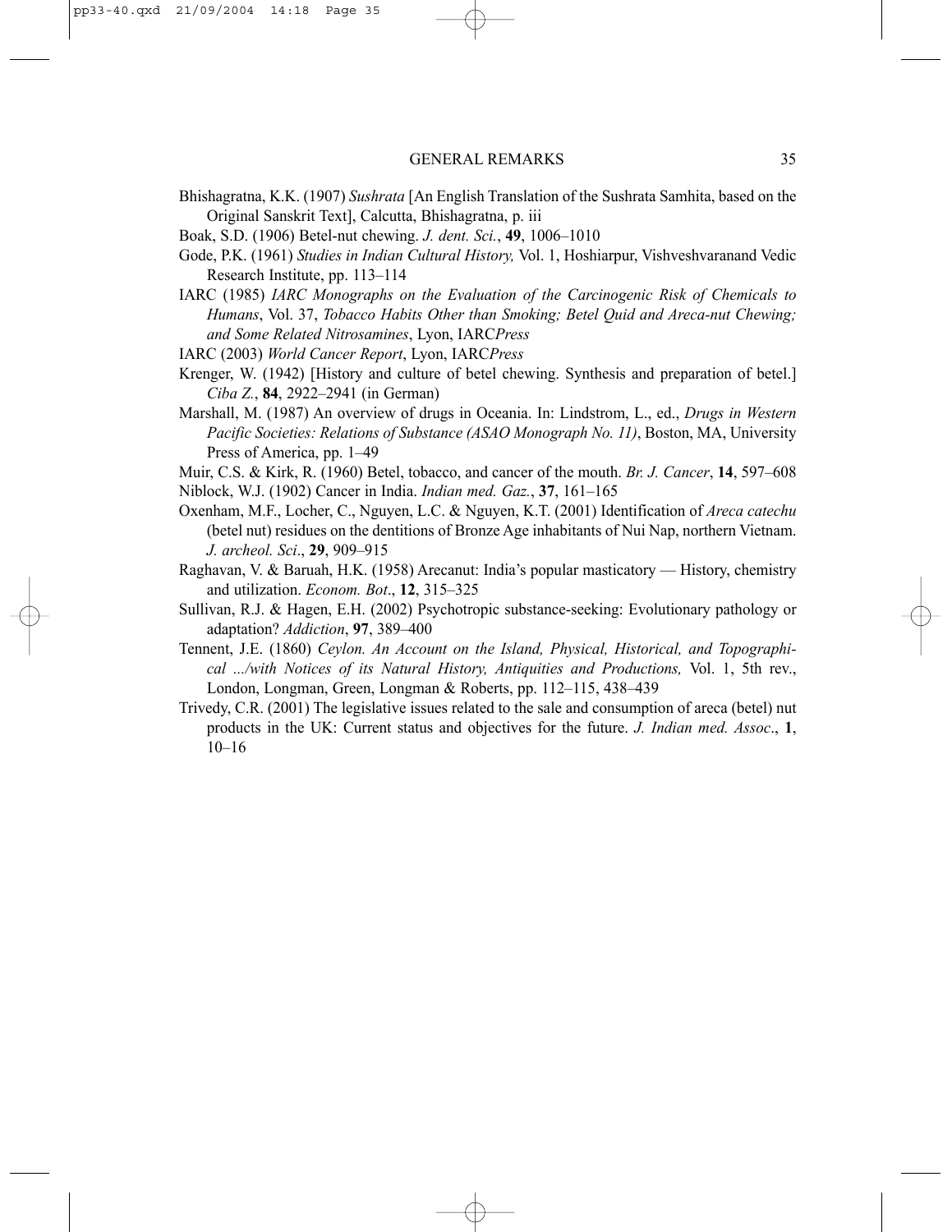Bhishagratna, K.K. (1907) *Sushrata* [An English Translation of the Sushrata Samhita, based on the Original Sanskrit Text], Calcutta, Bhishagratna, p. iii

Boak, S.D. (1906) Betel-nut chewing. *J. dent. Sci.*, **49**, 1006–1010

Gode, P.K. (1961) *Studies in Indian Cultural History,* Vol. 1, Hoshiarpur, Vishveshvaranand Vedic Research Institute, pp. 113–114

IARC (1985) *IARC Monographs on the Evaluation of the Carcinogenic Risk of Chemicals to Humans*, Vol. 37, *Tobacco Habits Other than Smoking; Betel Quid and Areca-nut Chewing; and Some Related Nitrosamines*, Lyon, IARC*Press*

IARC (2003) *World Cancer Report*, Lyon, IARC*Press*

Krenger, W. (1942) [History and culture of betel chewing. Synthesis and preparation of betel.] *Ciba Z.*, **84**, 2922–2941 (in German)

Marshall, M. (1987) An overview of drugs in Oceania. In: Lindstrom, L., ed., *Drugs in Western Pacific Societies: Relations of Substance (ASAO Monograph No. 11)*, Boston, MA, University Press of America, pp. 1–49

Muir, C.S. & Kirk, R. (1960) Betel, tobacco, and cancer of the mouth. *Br. J. Cancer*, **14**, 597–608

Niblock, W.J. (1902) Cancer in India. *Indian med. Gaz.*, **37**, 161–165

Oxenham, M.F., Locher, C., Nguyen, L.C. & Nguyen, K.T. (2001) Identification of *Areca catechu* (betel nut) residues on the dentitions of Bronze Age inhabitants of Nui Nap, northern Vietnam. *J. archeol. Sci*., **29**, 909–915

Raghavan, V. & Baruah, H.K. (1958) Arecanut: India's popular masticatory — History, chemistry and utilization. *Econom. Bot*., **12**, 315–325

Sullivan, R.J. & Hagen, E.H. (2002) Psychotropic substance-seeking: Evolutionary pathology or adaptation? *Addiction*, **97**, 389–400

Tennent, J.E. (1860) *Ceylon. An Account on the Island, Physical, Historical, and Topographical .../with Notices of its Natural History, Antiquities and Productions,* Vol. 1, 5th rev., London, Longman, Green, Longman & Roberts, pp. 112–115, 438–439

Trivedy, C.R. (2001) The legislative issues related to the sale and consumption of areca (betel) nut products in the UK: Current status and objectives for the future. *J. Indian med. Assoc*., **1**, 10–16